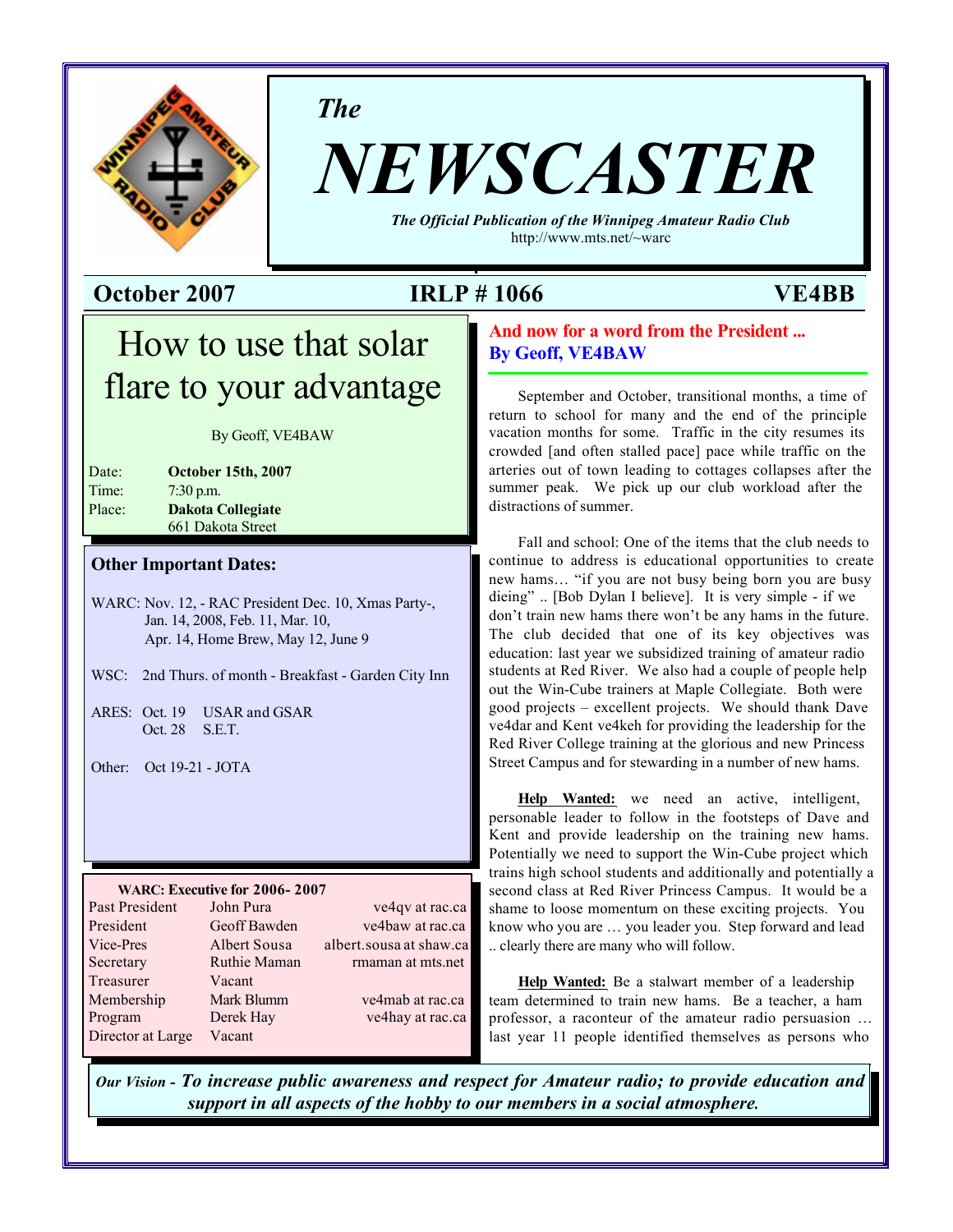*The*

# NEWSCASTER

***The Official Publication of the Winnipeg Amateur Radio Club***
http://www.mts.net/~warc

**October 2007** | **IRLP # 1066** | **VE4BB**

## How to use that solar flare to your advantage

By Geoff, VE4BAW

| | |
|---|---|
| Date: | **October 15th, 2007** |
| Time: | 7:30 p.m. |
| Place: | **Dakota Collegiate** 661 Dakota Street |

### Other Important Dates:

WARC: Nov. 12, - RAC President Dec. 10, Xmas Party-, Jan. 14, 2008, Feb. 11, Mar. 10, Apr. 14, Home Brew, May 12, June 9

WSC: 2nd Thurs. of month - Breakfast - Garden City Inn

ARES: Oct. 19 USAR and GSAR
Oct. 28 S.E.T.

Other: Oct 19-21 - JOTA

**WARC: Executive for 2006- 2007**

| | | |
|---|---|---|
| Past President | John Pura | ve4qv at rac.ca |
| President | Geoff Bawden | ve4baw at rac.ca |
| Vice-Pres | Albert Sousa | albert.sousa at shaw.ca |
| Secretary | Ruthie Maman | rmaman at mts.net |
| Treasurer | Vacant | |
| Membership | Mark Blumm | ve4mab at rac.ca |
| Program | Derek Hay | ve4hay at rac.ca |
| Director at Large | Vacant | |

## And now for a word from the President ...
**By Geoff, VE4BAW**

September and October, transitional months, a time of return to school for many and the end of the principle vacation months for some. Traffic in the city resumes its crowded [and often stalled pace] pace while traffic on the arteries out of town leading to cottages collapses after the summer peak. We pick up our club workload after the distractions of summer.

Fall and school: One of the items that the club needs to continue to address is educational opportunities to create new hams… "if you are not busy being born you are busy dieing" .. [Bob Dylan I believe]. It is very simple - if we don't train new hams there won't be any hams in the future. The club decided that one of its key objectives was education: last year we subsidized training of amateur radio students at Red River. We also had a couple of people help out the Win-Cube trainers at Maple Collegiate. Both were good projects – excellent projects. We should thank Dave ve4dar and Kent ve4keh for providing the leadership for the Red River College training at the glorious and new Princess Street Campus and for stewarding in a number of new hams.

**Help Wanted:** we need an active, intelligent, personable leader to follow in the footsteps of Dave and Kent and provide leadership on the training new hams. Potentially we need to support the Win-Cube project which trains high school students and additionally and potentially a second class at Red River Princess Campus. It would be a shame to loose momentum on these exciting projects. You know who you are … you leader you. Step forward and lead .. clearly there are many who will follow.

**Help Wanted:** Be a stalwart member of a leadership team determined to train new hams. Be a teacher, a ham professor, a raconteur of the amateur radio persuasion … last year 11 people identified themselves as persons who

*Our Vision -* ***To increase public awareness and respect for Amateur radio; to provide education and support in all aspects of the hobby to our members in a social atmosphere.***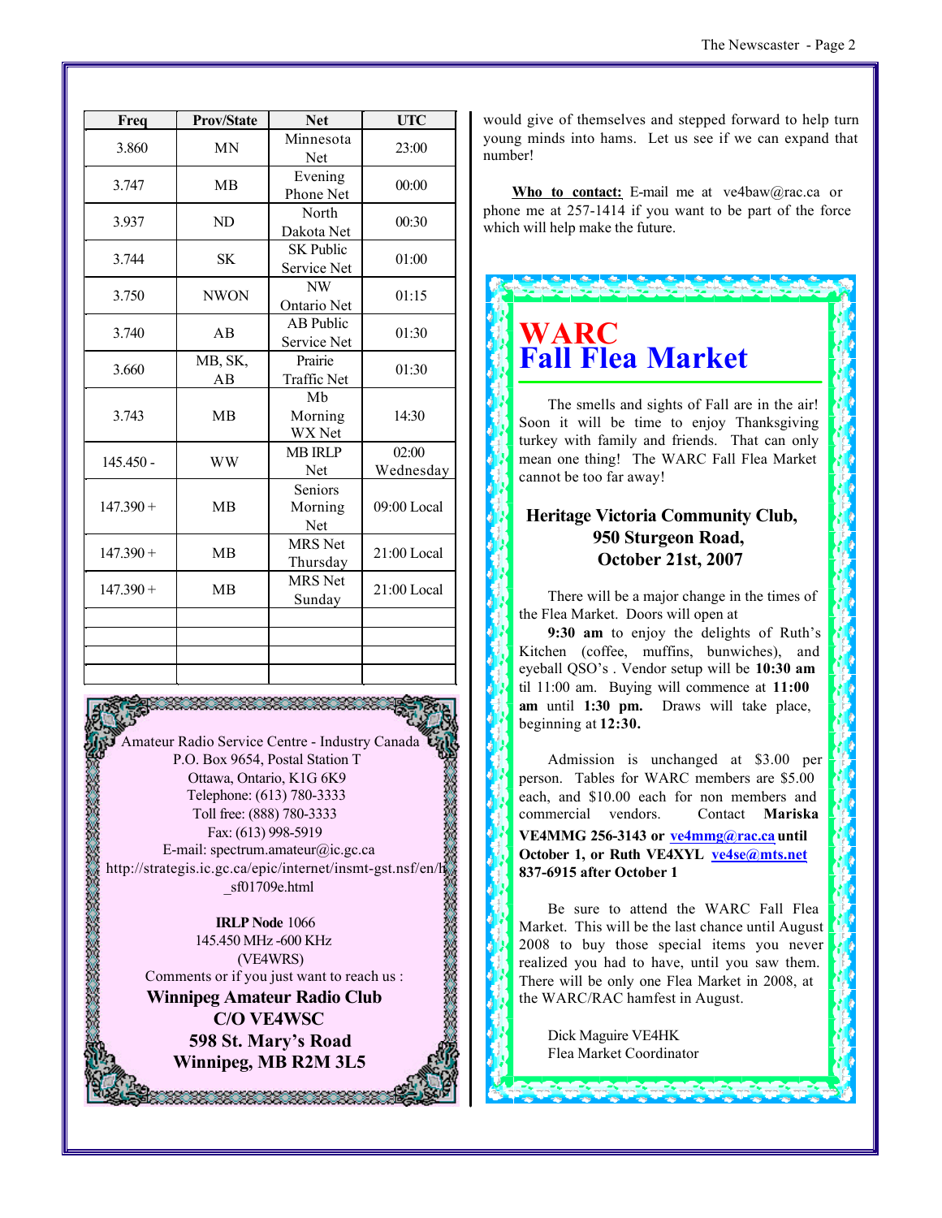| Freq | Prov/State | Net | UTC |
|---|---|---|---|
| 3.860 | MN | Minnesota Net | 23:00 |
| 3.747 | MB | Evening Phone Net | 00:00 |
| 3.937 | ND | North Dakota Net | 00:30 |
| 3.744 | SK | SK Public Service Net | 01:00 |
| 3.750 | NWON | NW Ontario Net | 01:15 |
| 3.740 | AB | AB Public Service Net | 01:30 |
| 3.660 | MB, SK, AB | Prairie Traffic Net | 01:30 |
| 3.743 | MB | Mb Morning WX Net | 14:30 |
| 145.450 - | WW | MB IRLP Net | 02:00 Wednesday |
| 147.390 + | MB | Seniors Morning Net | 09:00 Local |
| 147.390 + | MB | MRS Net Thursday | 21:00 Local |
| 147.390 + | MB | MRS Net Sunday | 21:00 Local |
| | | | |
| | | | |
| | | | |
| | | | |

Amateur Radio Service Centre - Industry Canada
P.O. Box 9654, Postal Station T
Ottawa, Ontario, K1G 6K9
Telephone: (613) 780-3333
Toll free: (888) 780-3333
Fax: (613) 998-5919
E-mail: spectrum.amateur@ic.gc.ca
http://strategis.ic.gc.ca/epic/internet/insmt-gst.nsf/en/h_sf01709e.html

**IRLP Node** 1066
145.450 MHz -600 KHz
(VE4WRS)
Comments or if you just want to reach us :
**Winnipeg Amateur Radio Club**
**C/O VE4WSC**
**598 St. Mary's Road**
**Winnipeg, MB R2M 3L5**

would give of themselves and stepped forward to help turn young minds into hams. Let us see if we can expand that number!

**Who to contact:** E-mail me at ve4baw@rac.ca or phone me at 257-1414 if you want to be part of the force which will help make the future.

# WARC Fall Flea Market

The smells and sights of Fall are in the air! Soon it will be time to enjoy Thanksgiving turkey with family and friends. That can only mean one thing! The WARC Fall Flea Market cannot be too far away!

**Heritage Victoria Community Club,**
**950 Sturgeon Road,**
**October 21st, 2007**

There will be a major change in the times of the Flea Market. Doors will open at **9:30 am** to enjoy the delights of Ruth's Kitchen (coffee, muffins, bunwiches), and eyeball QSO's . Vendor setup will be **10:30 am** til 11:00 am. Buying will commence at **11:00 am** until **1:30 pm.** Draws will take place, beginning at **12:30.**

Admission is unchanged at $3.00 per person. Tables for WARC members are $5.00 each, and $10.00 each for non members and commercial vendors. Contact **Mariska VE4MMG 256-3143 or ve4mmg@rac.ca until October 1, or Ruth VE4XYL ve4se@mts.net 837-6915 after October 1**

Be sure to attend the WARC Fall Flea Market. This will be the last chance until August 2008 to buy those special items you never realized you had to have, until you saw them. There will be only one Flea Market in 2008, at the WARC/RAC hamfest in August.

Dick Maguire VE4HK
Flea Market Coordinator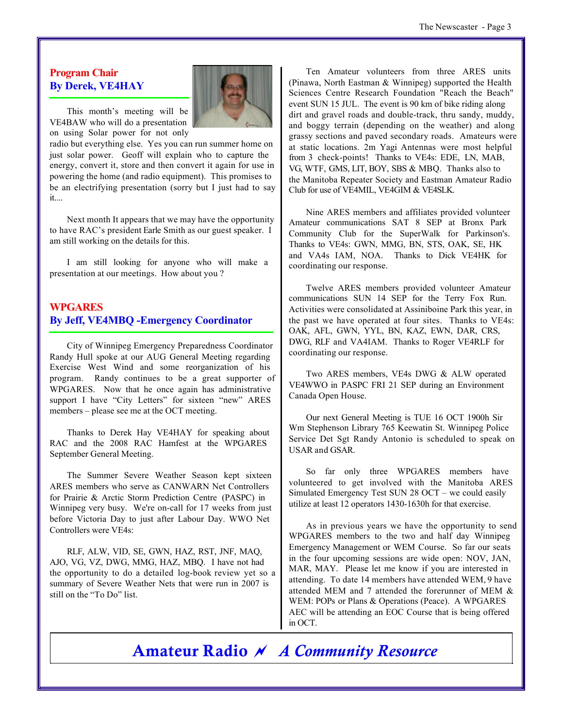## Program Chair
## By Derek, VE4HAY

This month's meeting will be VE4BAW who will do a presentation on using Solar power for not only radio but everything else. Yes you can run summer home on just solar power. Geoff will explain who to capture the energy, convert it, store and then convert it again for use in powering the home (and radio equipment). This promises to be an electrifying presentation (sorry but I just had to say it....

Next month It appears that we may have the opportunity to have RAC's president Earle Smith as our guest speaker. I am still working on the details for this.

I am still looking for anyone who will make a presentation at our meetings. How about you ?

## WPGARES
## By Jeff, VE4MBQ -Emergency Coordinator

City of Winnipeg Emergency Preparedness Coordinator Randy Hull spoke at our AUG General Meeting regarding Exercise West Wind and some reorganization of his program. Randy continues to be a great supporter of WPGARES. Now that he once again has administrative support I have "City Letters" for sixteen "new" ARES members – please see me at the OCT meeting.

Thanks to Derek Hay VE4HAY for speaking about RAC and the 2008 RAC Hamfest at the WPGARES September General Meeting.

The Summer Severe Weather Season kept sixteen ARES members who serve as CANWARN Net Controllers for Prairie & Arctic Storm Prediction Centre (PASPC) in Winnipeg very busy. We're on-call for 17 weeks from just before Victoria Day to just after Labour Day. WWO Net Controllers were VE4s:

RLF, ALW, VID, SE, GWN, HAZ, RST, JNF, MAQ, AJO, VG, VZ, DWG, MMG, HAZ, MBQ. I have not had the opportunity to do a detailed log-book review yet so a summary of Severe Weather Nets that were run in 2007 is still on the "To Do" list.

Ten Amateur volunteers from three ARES units (Pinawa, North Eastman & Winnipeg) supported the Health Sciences Centre Research Foundation "Reach the Beach" event SUN 15 JUL. The event is 90 km of bike riding along dirt and gravel roads and double-track, thru sandy, muddy, and boggy terrain (depending on the weather) and along grassy sections and paved secondary roads. Amateurs were at static locations. 2m Yagi Antennas were most helpful from 3 check-points! Thanks to VE4s: EDE, LN, MAB, VG, WTF, GMS, LIT, BOY, SBS & MBQ. Thanks also to the Manitoba Repeater Society and Eastman Amateur Radio Club for use of VE4MIL, VE4GIM & VE4SLK.

Nine ARES members and affiliates provided volunteer Amateur communications SAT 8 SEP at Bronx Park Community Club for the SuperWalk for Parkinson's. Thanks to VE4s: GWN, MMG, BN, STS, OAK, SE, HK and VA4s IAM, NOA. Thanks to Dick VE4HK for coordinating our response.

Twelve ARES members provided volunteer Amateur communications SUN 14 SEP for the Terry Fox Run. Activities were consolidated at Assiniboine Park this year, in the past we have operated at four sites. Thanks to VE4s: OAK, AFL, GWN, YYL, BN, KAZ, EWN, DAR, CRS, DWG, RLF and VA4IAM. Thanks to Roger VE4RLF for coordinating our response.

Two ARES members, VE4s DWG & ALW operated VE4WWO in PASPC FRI 21 SEP during an Environment Canada Open House.

Our next General Meeting is TUE 16 OCT 1900h Sir Wm Stephenson Library 765 Keewatin St. Winnipeg Police Service Det Sgt Randy Antonio is scheduled to speak on USAR and GSAR.

So far only three WPGARES members have volunteered to get involved with the Manitoba ARES Simulated Emergency Test SUN 28 OCT – we could easily utilize at least 12 operators 1430-1630h for that exercise.

As in previous years we have the opportunity to send WPGARES members to the two and half day Winnipeg Emergency Management or WEM Course. So far our seats in the four upcoming sessions are wide open: NOV, JAN, MAR, MAY. Please let me know if you are interested in attending. To date 14 members have attended WEM, 9 have attended MEM and 7 attended the forerunner of MEM & WEM: POPs or Plans & Operations (Peace). A WPGARES AEC will be attending an EOC Course that is being offered in OCT.

**Amateur Radio ⚡ *A Community Resource***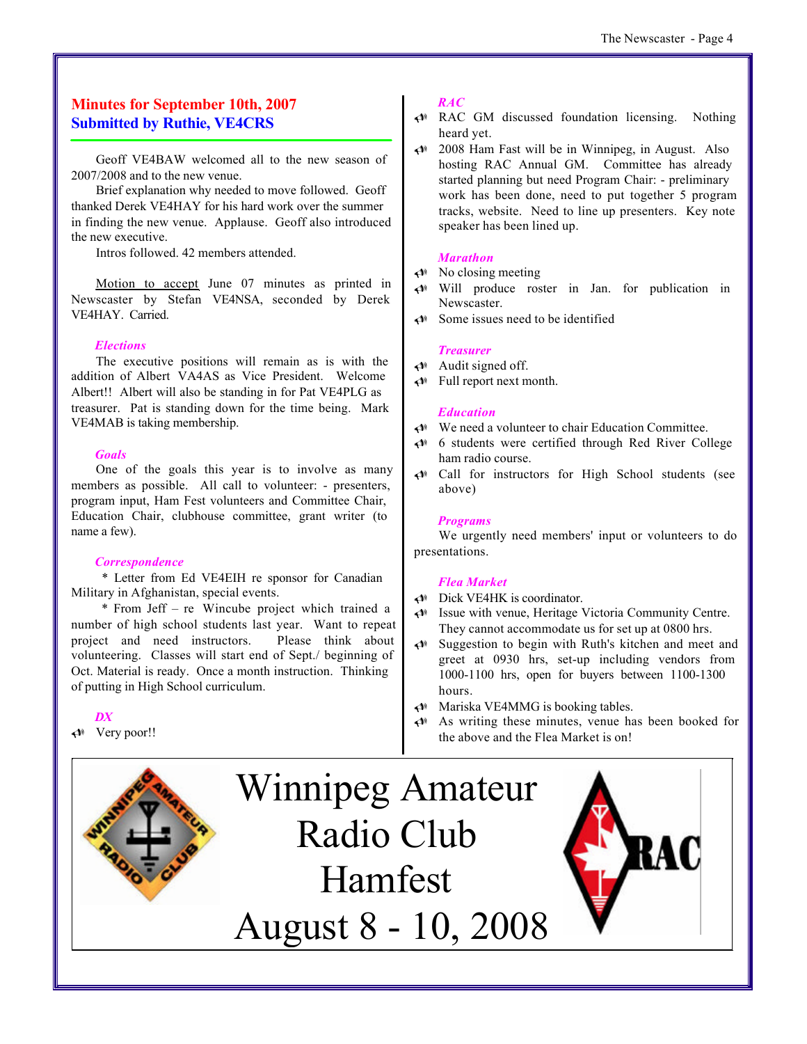## Minutes for September 10th, 2007
## Submitted by Ruthie, VE4CRS

Geoff VE4BAW welcomed all to the new season of 2007/2008 and to the new venue.

Brief explanation why needed to move followed. Geoff thanked Derek VE4HAY for his hard work over the summer in finding the new venue. Applause. Geoff also introduced the new executive.

Intros followed. 42 members attended.

Motion to accept June 07 minutes as printed in Newscaster by Stefan VE4NSA, seconded by Derek VE4HAY. Carried.

### *Elections*

The executive positions will remain as is with the addition of Albert VA4AS as Vice President. Welcome Albert!! Albert will also be standing in for Pat VE4PLG as treasurer. Pat is standing down for the time being. Mark VE4MAB is taking membership.

### *Goals*

One of the goals this year is to involve as many members as possible. All call to volunteer: - presenters, program input, Ham Fest volunteers and Committee Chair, Education Chair, clubhouse committee, grant writer (to name a few).

### *Correspondence*

\* Letter from Ed VE4EIH re sponsor for Canadian Military in Afghanistan, special events.

\* From Jeff – re Wincube project which trained a number of high school students last year. Want to repeat project and need instructors. Please think about volunteering. Classes will start end of Sept./ beginning of Oct. Material is ready. Once a month instruction. Thinking of putting in High School curriculum.

### *DX*

- Very poor!!

### *RAC*

- RAC GM discussed foundation licensing. Nothing heard yet.
- 2008 Ham Fast will be in Winnipeg, in August. Also hosting RAC Annual GM. Committee has already started planning but need Program Chair: - preliminary work has been done, need to put together 5 program tracks, website. Need to line up presenters. Key note speaker has been lined up.

### *Marathon*

- No closing meeting
- Will produce roster in Jan. for publication in Newscaster.
- Some issues need to be identified

### *Treasurer*

- Audit signed off.
- Full report next month.

### *Education*

- We need a volunteer to chair Education Committee.
- 6 students were certified through Red River College ham radio course.
- Call for instructors for High School students (see above)

### *Programs*

We urgently need members' input or volunteers to do presentations.

### *Flea Market*

- Dick VE4HK is coordinator.
- Issue with venue, Heritage Victoria Community Centre. They cannot accommodate us for set up at 0800 hrs.
- Suggestion to begin with Ruth's kitchen and meet and greet at 0930 hrs, set-up including vendors from 1000-1100 hrs, open for buyers between 1100-1300 hours.
- Mariska VE4MMG is booking tables.
- As writing these minutes, venue has been booked for the above and the Flea Market is on!

Winnipeg Amateur Radio Club Hamfest

August 8 - 10, 2008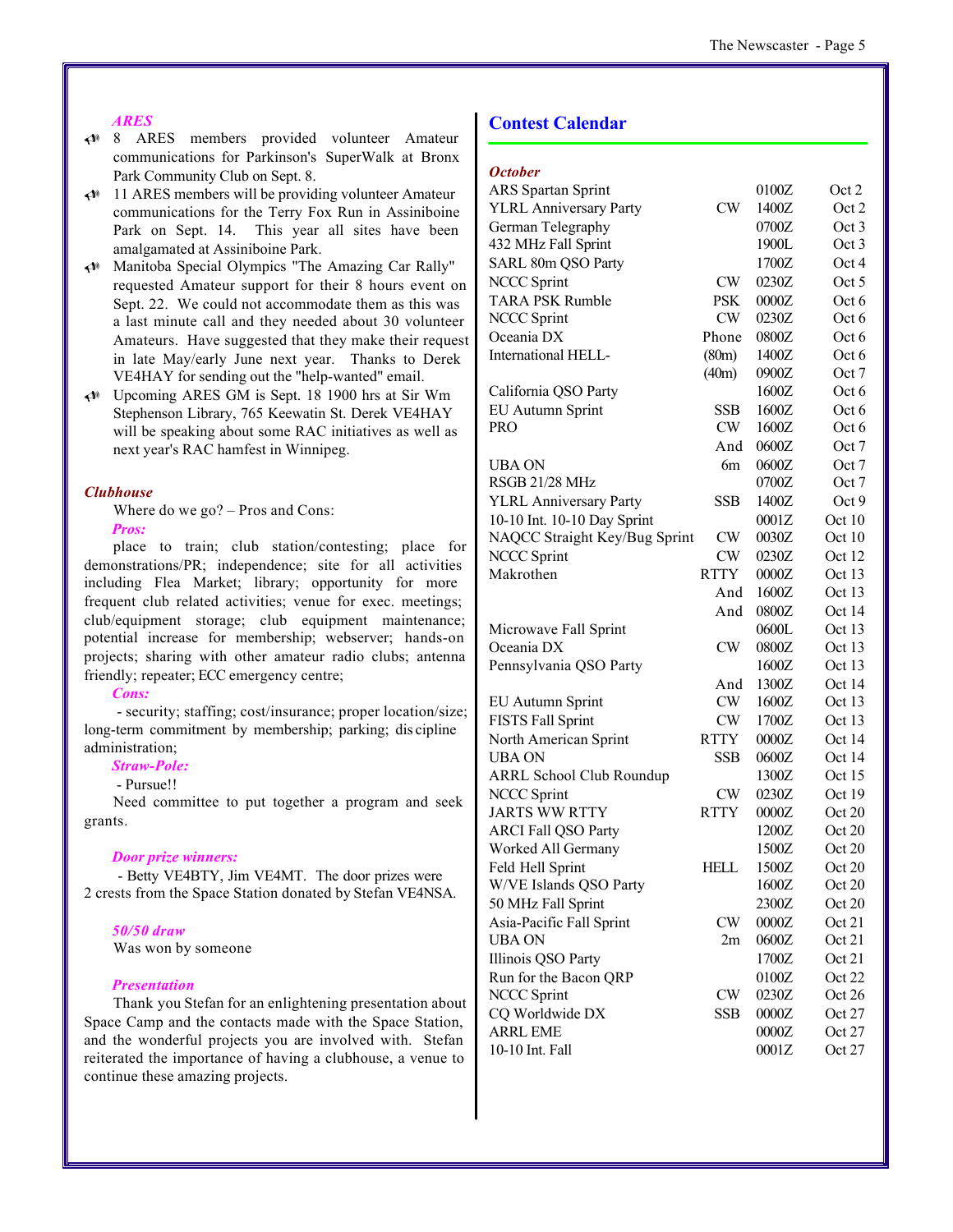### *ARES*

- 8 ARES members provided volunteer Amateur communications for Parkinson's SuperWalk at Bronx Park Community Club on Sept. 8.
- 11 ARES members will be providing volunteer Amateur communications for the Terry Fox Run in Assiniboine Park on Sept. 14. This year all sites have been amalgamated at Assiniboine Park.
- Manitoba Special Olympics "The Amazing Car Rally" requested Amateur support for their 8 hours event on Sept. 22. We could not accommodate them as this was a last minute call and they needed about 30 volunteer Amateurs. Have suggested that they make their request in late May/early June next year. Thanks to Derek VE4HAY for sending out the "help-wanted" email.
- Upcoming ARES GM is Sept. 18 1900 hrs at Sir Wm Stephenson Library, 765 Keewatin St. Derek VE4HAY will be speaking about some RAC initiatives as well as next year's RAC hamfest in Winnipeg.

### *Clubhouse*

Where do we go? – Pros and Cons:

*Pros:*

place to train; club station/contesting; place for demonstrations/PR; independence; site for all activities including Flea Market; library; opportunity for more frequent club related activities; venue for exec. meetings; club/equipment storage; club equipment maintenance; potential increase for membership; webserver; hands-on projects; sharing with other amateur radio clubs; antenna friendly; repeater; ECC emergency centre;

*Cons:*

- security; staffing; cost/insurance; proper location/size; long-term commitment by membership; parking; dis cipline administration;

*Straw-Pole:*

- Pursue!!

Need committee to put together a program and seek grants.

### *Door prize winners:*

- Betty VE4BTY, Jim VE4MT. The door prizes were 2 crests from the Space Station donated by Stefan VE4NSA.

### *50/50 draw*

Was won by someone

### *Presentation*

Thank you Stefan for an enlightening presentation about Space Camp and the contacts made with the Space Station, and the wonderful projects you are involved with. Stefan reiterated the importance of having a clubhouse, a venue to continue these amazing projects.

## Contest Calendar

### *October*

| Contest | Mode | Time | Date |
|---|---|---|---|
| ARS Spartan Sprint | | 0100Z | Oct 2 |
| YLRL Anniversary Party | CW | 1400Z | Oct 2 |
| German Telegraphy | | 0700Z | Oct 3 |
| 432 MHz Fall Sprint | | 1900L | Oct 3 |
| SARL 80m QSO Party | | 1700Z | Oct 4 |
| NCCC Sprint | CW | 0230Z | Oct 5 |
| TARA PSK Rumble | PSK | 0000Z | Oct 6 |
| NCCC Sprint | CW | 0230Z | Oct 6 |
| Oceania DX | Phone | 0800Z | Oct 6 |
| International HELL- | (80m) | 1400Z | Oct 6 |
| | (40m) | 0900Z | Oct 7 |
| California QSO Party | | 1600Z | Oct 6 |
| EU Autumn Sprint | SSB | 1600Z | Oct 6 |
| PRO | CW | 1600Z | Oct 6 |
| | And | 0600Z | Oct 7 |
| UBA ON | 6m | 0600Z | Oct 7 |
| RSGB 21/28 MHz | | 0700Z | Oct 7 |
| YLRL Anniversary Party | SSB | 1400Z | Oct 9 |
| 10-10 Int. 10-10 Day Sprint | | 0001Z | Oct 10 |
| NAQCC Straight Key/Bug Sprint | CW | 0030Z | Oct 10 |
| NCCC Sprint | CW | 0230Z | Oct 12 |
| Makrothen | RTTY | 0000Z | Oct 13 |
| | And | 1600Z | Oct 13 |
| | And | 0800Z | Oct 14 |
| Microwave Fall Sprint | | 0600L | Oct 13 |
| Oceania DX | CW | 0800Z | Oct 13 |
| Pennsylvania QSO Party | | 1600Z | Oct 13 |
| | And | 1300Z | Oct 14 |
| EU Autumn Sprint | CW | 1600Z | Oct 13 |
| FISTS Fall Sprint | CW | 1700Z | Oct 13 |
| North American Sprint | RTTY | 0000Z | Oct 14 |
| UBA ON | SSB | 0600Z | Oct 14 |
| ARRL School Club Roundup | | 1300Z | Oct 15 |
| NCCC Sprint | CW | 0230Z | Oct 19 |
| JARTS WW RTTY | RTTY | 0000Z | Oct 20 |
| ARCI Fall QSO Party | | 1200Z | Oct 20 |
| Worked All Germany | | 1500Z | Oct 20 |
| Feld Hell Sprint | HELL | 1500Z | Oct 20 |
| W/VE Islands QSO Party | | 1600Z | Oct 20 |
| 50 MHz Fall Sprint | | 2300Z | Oct 20 |
| Asia-Pacific Fall Sprint | CW | 0000Z | Oct 21 |
| UBA ON | 2m | 0600Z | Oct 21 |
| Illinois QSO Party | | 1700Z | Oct 21 |
| Run for the Bacon QRP | | 0100Z | Oct 22 |
| NCCC Sprint | CW | 0230Z | Oct 26 |
| CQ Worldwide DX | SSB | 0000Z | Oct 27 |
| ARRL EME | | 0000Z | Oct 27 |
| 10-10 Int. Fall | | 0001Z | Oct 27 |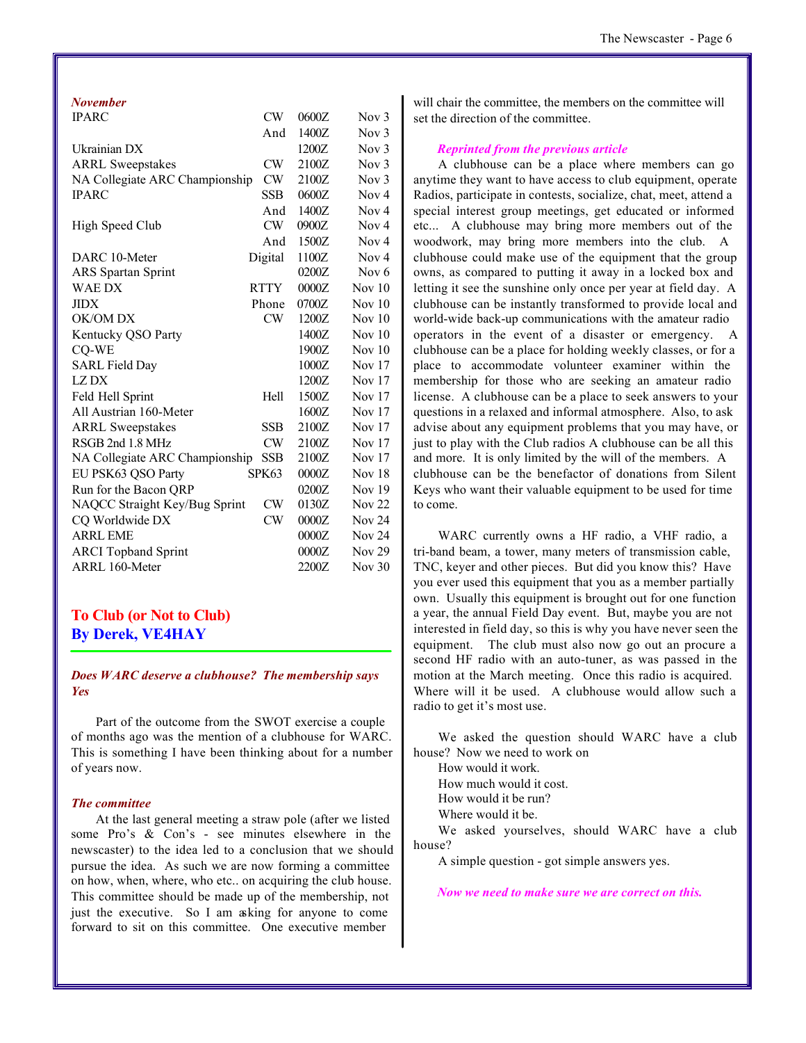*November*

| | | | |
|---|---|---|---|
| IPARC | CW | 0600Z | Nov 3 |
| | And | 1400Z | Nov 3 |
| Ukrainian DX | | 1200Z | Nov 3 |
| ARRL Sweepstakes | CW | 2100Z | Nov 3 |
| NA Collegiate ARC Championship | CW | 2100Z | Nov 3 |
| IPARC | SSB | 0600Z | Nov 4 |
| | And | 1400Z | Nov 4 |
| High Speed Club | CW | 0900Z | Nov 4 |
| | And | 1500Z | Nov 4 |
| DARC 10-Meter | Digital | 1100Z | Nov 4 |
| ARS Spartan Sprint | | 0200Z | Nov 6 |
| WAE DX | RTTY | 0000Z | Nov 10 |
| JIDX | Phone | 0700Z | Nov 10 |
| OK/OM DX | CW | 1200Z | Nov 10 |
| Kentucky QSO Party | | 1400Z | Nov 10 |
| CQ-WE | | 1900Z | Nov 10 |
| SARL Field Day | | 1000Z | Nov 17 |
| LZ DX | | 1200Z | Nov 17 |
| Feld Hell Sprint | Hell | 1500Z | Nov 17 |
| All Austrian 160-Meter | | 1600Z | Nov 17 |
| ARRL Sweepstakes | SSB | 2100Z | Nov 17 |
| RSGB 2nd 1.8 MHz | CW | 2100Z | Nov 17 |
| NA Collegiate ARC Championship | SSB | 2100Z | Nov 17 |
| EU PSK63 QSO Party | SPK63 | 0000Z | Nov 18 |
| Run for the Bacon QRP | | 0200Z | Nov 19 |
| NAQCC Straight Key/Bug Sprint | CW | 0130Z | Nov 22 |
| CQ Worldwide DX | CW | 0000Z | Nov 24 |
| ARRL EME | | 0000Z | Nov 24 |
| ARCI Topband Sprint | | 0000Z | Nov 29 |
| ARRL 160-Meter | | 2200Z | Nov 30 |

## To Club (or Not to Club)
## By Derek, VE4HAY

***Does WARC deserve a clubhouse? The membership says Yes***

Part of the outcome from the SWOT exercise a couple of months ago was the mention of a clubhouse for WARC. This is something I have been thinking about for a number of years now.

***The committee***

At the last general meeting a straw pole (after we listed some Pro's & Con's - see minutes elsewhere in the newscaster) to the idea led to a conclusion that we should pursue the idea. As such we are now forming a committee on how, when, where, who etc.. on acquiring the club house. This committee should be made up of the membership, not just the executive. So I am asking for anyone to come forward to sit on this committee. One executive member will chair the committee, the members on the committee will set the direction of the committee.

***Reprinted from the previous article***

A clubhouse can be a place where members can go anytime they want to have access to club equipment, operate Radios, participate in contests, socialize, chat, meet, attend a special interest group meetings, get educated or informed etc... A clubhouse may bring more members out of the woodwork, may bring more members into the club. A clubhouse could make use of the equipment that the group owns, as compared to putting it away in a locked box and letting it see the sunshine only once per year at field day. A clubhouse can be instantly transformed to provide local and world-wide back-up communications with the amateur radio operators in the event of a disaster or emergency. A clubhouse can be a place for holding weekly classes, or for a place to accommodate volunteer examiner within the membership for those who are seeking an amateur radio license. A clubhouse can be a place to seek answers to your questions in a relaxed and informal atmosphere. Also, to ask advise about any equipment problems that you may have, or just to play with the Club radios A clubhouse can be all this and more. It is only limited by the will of the members. A clubhouse can be the benefactor of donations from Silent Keys who want their valuable equipment to be used for time to come.

WARC currently owns a HF radio, a VHF radio, a tri-band beam, a tower, many meters of transmission cable, TNC, keyer and other pieces. But did you know this? Have you ever used this equipment that you as a member partially own. Usually this equipment is brought out for one function a year, the annual Field Day event. But, maybe you are not interested in field day, so this is why you have never seen the equipment. The club must also now go out an procure a second HF radio with an auto-tuner, as was passed in the motion at the March meeting. Once this radio is acquired. Where will it be used. A clubhouse would allow such a radio to get it's most use.

We asked the question should WARC have a club house? Now we need to work on

How would it work.
How much would it cost.
How would it be run?
Where would it be.

We asked yourselves, should WARC have a club house?

A simple question - got simple answers yes.

***Now we need to make sure we are correct on this.***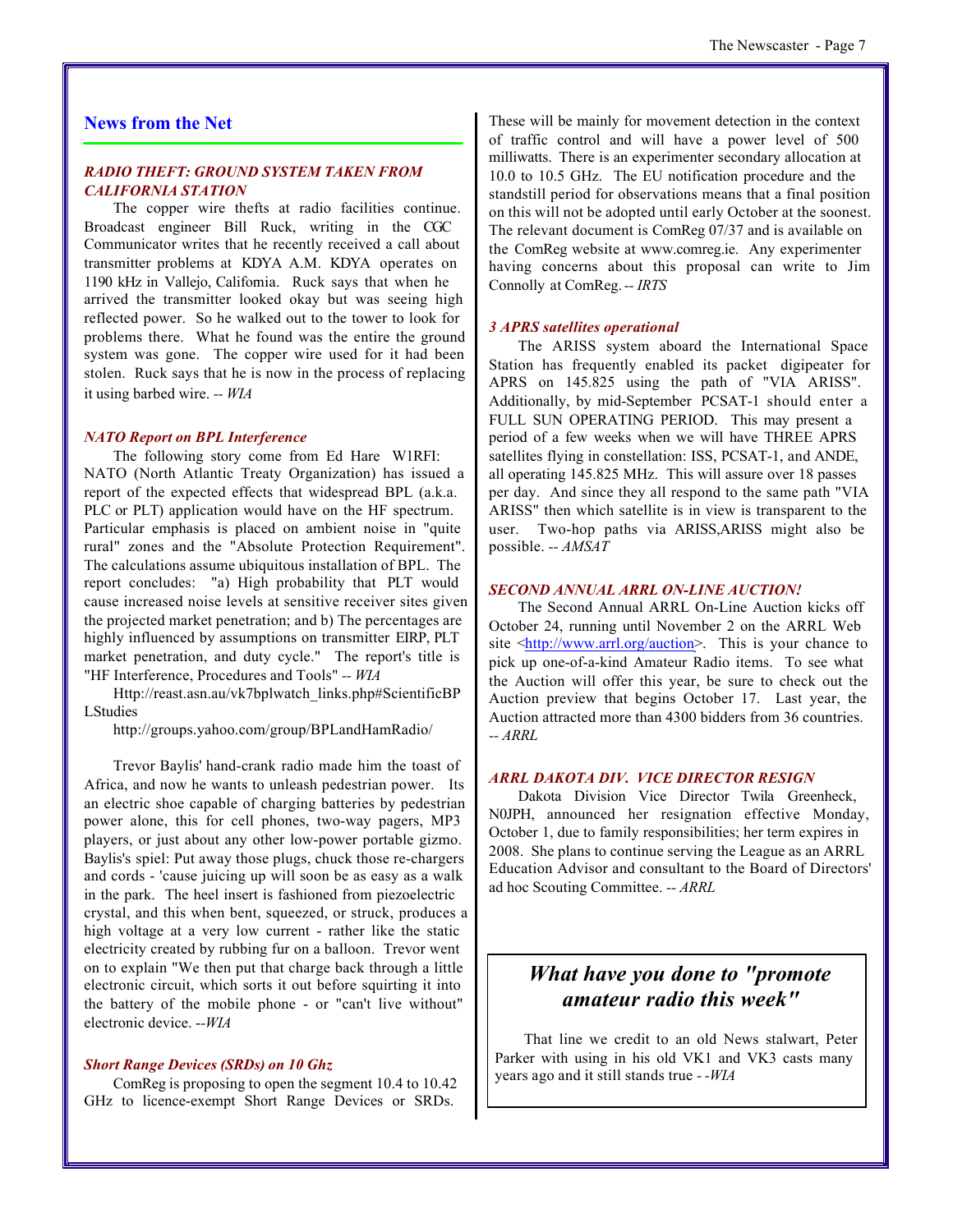## News from the Net

### *RADIO THEFT: GROUND SYSTEM TAKEN FROM CALIFORNIA STATION*

The copper wire thefts at radio facilities continue. Broadcast engineer Bill Ruck, writing in the CGC Communicator writes that he recently received a call about transmitter problems at KDYA A.M. KDYA operates on 1190 kHz in Vallejo, California. Ruck says that when he arrived the transmitter looked okay but was seeing high reflected power. So he walked out to the tower to look for problems there. What he found was the entire the ground system was gone. The copper wire used for it had been stolen. Ruck says that he is now in the process of replacing it using barbed wire. -- *WIA*

### *NATO Report on BPL Interference*

The following story come from Ed Hare W1RFI: NATO (North Atlantic Treaty Organization) has issued a report of the expected effects that widespread BPL (a.k.a. PLC or PLT) application would have on the HF spectrum. Particular emphasis is placed on ambient noise in "quite rural" zones and the "Absolute Protection Requirement". The calculations assume ubiquitous installation of BPL. The report concludes: "a) High probability that PLT would cause increased noise levels at sensitive receiver sites given the projected market penetration; and b) The percentages are highly influenced by assumptions on transmitter EIRP, PLT market penetration, and duty cycle." The report's title is "HF Interference, Procedures and Tools" -- *WIA*

Http://reast.asn.au/vk7bplwatch_links.php#ScientificBPLStudies

http://groups.yahoo.com/group/BPLandHamRadio/

Trevor Baylis' hand-crank radio made him the toast of Africa, and now he wants to unleash pedestrian power. Its an electric shoe capable of charging batteries by pedestrian power alone, this for cell phones, two-way pagers, MP3 players, or just about any other low-power portable gizmo. Baylis's spiel: Put away those plugs, chuck those re-chargers and cords - 'cause juicing up will soon be as easy as a walk in the park. The heel insert is fashioned from piezoelectric crystal, and this when bent, squeezed, or struck, produces a high voltage at a very low current - rather like the static electricity created by rubbing fur on a balloon. Trevor went on to explain "We then put that charge back through a little electronic circuit, which sorts it out before squirting it into the battery of the mobile phone - or "can't live without" electronic device. --*WIA*

### *Short Range Devices (SRDs) on 10 Ghz*

ComReg is proposing to open the segment 10.4 to 10.42 GHz to licence-exempt Short Range Devices or SRDs. These will be mainly for movement detection in the context of traffic control and will have a power level of 500 milliwatts. There is an experimenter secondary allocation at 10.0 to 10.5 GHz. The EU notification procedure and the standstill period for observations means that a final position on this will not be adopted until early October at the soonest. The relevant document is ComReg 07/37 and is available on the ComReg website at www.comreg.ie. Any experimenter having concerns about this proposal can write to Jim Connolly at ComReg. -- *IRTS*

### *3 APRS satellites operational*

The ARISS system aboard the International Space Station has frequently enabled its packet digipeater for APRS on 145.825 using the path of "VIA ARISS". Additionally, by mid-September PCSAT-1 should enter a FULL SUN OPERATING PERIOD. This may present a period of a few weeks when we will have THREE APRS satellites flying in constellation: ISS, PCSAT-1, and ANDE, all operating 145.825 MHz. This will assure over 18 passes per day. And since they all respond to the same path "VIA ARISS" then which satellite is in view is transparent to the user. Two-hop paths via ARISS,ARISS might also be possible. -- *AMSAT*

### *SECOND ANNUAL ARRL ON-LINE AUCTION!*

The Second Annual ARRL On-Line Auction kicks off October 24, running until November 2 on the ARRL Web site <http://www.arrl.org/auction>. This is your chance to pick up one-of-a-kind Amateur Radio items. To see what the Auction will offer this year, be sure to check out the Auction preview that begins October 17. Last year, the Auction attracted more than 4300 bidders from 36 countries. -- *ARRL*

### *ARRL DAKOTA DIV. VICE DIRECTOR RESIGN*

Dakota Division Vice Director Twila Greenheck, N0JPH, announced her resignation effective Monday, October 1, due to family responsibilities; her term expires in 2008. She plans to continue serving the League as an ARRL Education Advisor and consultant to the Board of Directors' ad hoc Scouting Committee. -- *ARRL*

### *What have you done to "promote amateur radio this week"*

That line we credit to an old News stalwart, Peter Parker with using in his old VK1 and VK3 casts many years ago and it still stands true - -*WIA*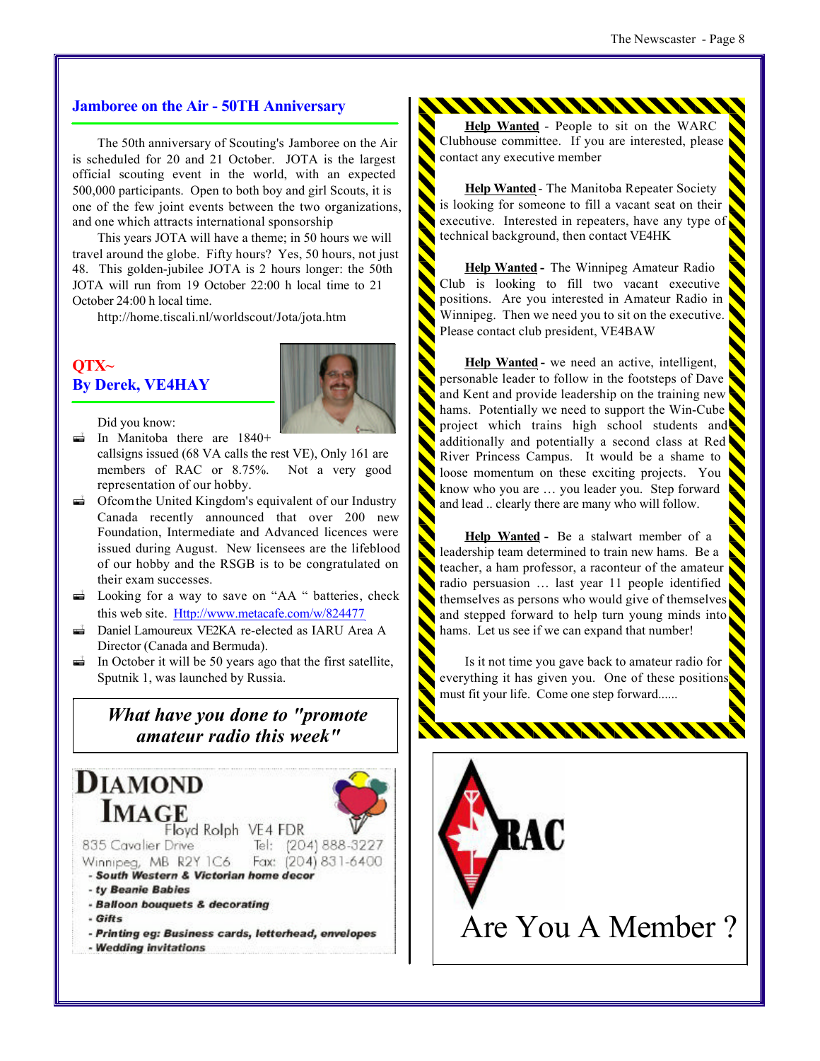## Jamboree on the Air - 50TH Anniversary

The 50th anniversary of Scouting's Jamboree on the Air is scheduled for 20 and 21 October. JOTA is the largest official scouting event in the world, with an expected 500,000 participants. Open to both boy and girl Scouts, it is one of the few joint events between the two organizations, and one which attracts international sponsorship

This years JOTA will have a theme; in 50 hours we will travel around the globe. Fifty hours? Yes, 50 hours, not just 48. This golden-jubilee JOTA is 2 hours longer: the 50th JOTA will run from 19 October 22:00 h local time to 21 October 24:00 h local time.

http://home.tiscali.nl/worldscout/Jota/jota.htm

## QTX~
## By Derek, VE4HAY

Did you know:

- In Manitoba there are 1840+ callsigns issued (68 VA calls the rest VE), Only 161 are members of RAC or 8.75%. Not a very good representation of our hobby.
- Ofcom the United Kingdom's equivalent of our Industry Canada recently announced that over 200 new Foundation, Intermediate and Advanced licences were issued during August. New licensees are the lifeblood of our hobby and the RSGB is to be congratulated on their exam successes.
- Looking for a way to save on "AA " batteries, check this web site. Http://www.metacafe.com/w/824477
- Daniel Lamoureux VE2KA re-elected as IARU Area A Director (Canada and Bermuda).
- In October it will be 50 years ago that the first satellite, Sputnik 1, was launched by Russia.

***What have you done to "promote amateur radio this week"***

**DIAMOND IMAGE**
Floyd Rolph VE4 FDR
835 Cavalier Drive Tel: (204) 888-3227
Winnipeg, MB R2Y 1C6 Fax: (204) 831-6400

- ***South Western & Victorian home decor***
- ***ty Beanie Babies***
- ***Balloon bouquets & decorating***
- ***Gifts***
- ***Printing eg: Business cards, letterhead, envelopes***
- ***Wedding invitations***

**Help Wanted** - People to sit on the WARC Clubhouse committee. If you are interested, please contact any executive member

**Help Wanted** - The Manitoba Repeater Society is looking for someone to fill a vacant seat on their executive. Interested in repeaters, have any type of technical background, then contact VE4HK

**Help Wanted** - The Winnipeg Amateur Radio Club is looking to fill two vacant executive positions. Are you interested in Amateur Radio in Winnipeg. Then we need you to sit on the executive. Please contact club president, VE4BAW

**Help Wanted** - we need an active, intelligent, personable leader to follow in the footsteps of Dave and Kent and provide leadership on the training new hams. Potentially we need to support the Win-Cube project which trains high school students and additionally and potentially a second class at Red River Princess Campus. It would be a shame to loose momentum on these exciting projects. You know who you are … you leader you. Step forward and lead .. clearly there are many who will follow.

**Help Wanted** - Be a stalwart member of a leadership team determined to train new hams. Be a teacher, a ham professor, a raconteur of the amateur radio persuasion … last year 11 people identified themselves as persons who would give of themselves and stepped forward to help turn young minds into hams. Let us see if we can expand that number!

Is it not time you gave back to amateur radio for everything it has given you. One of these positions must fit your life. Come one step forward......

RAC

Are You A Member ?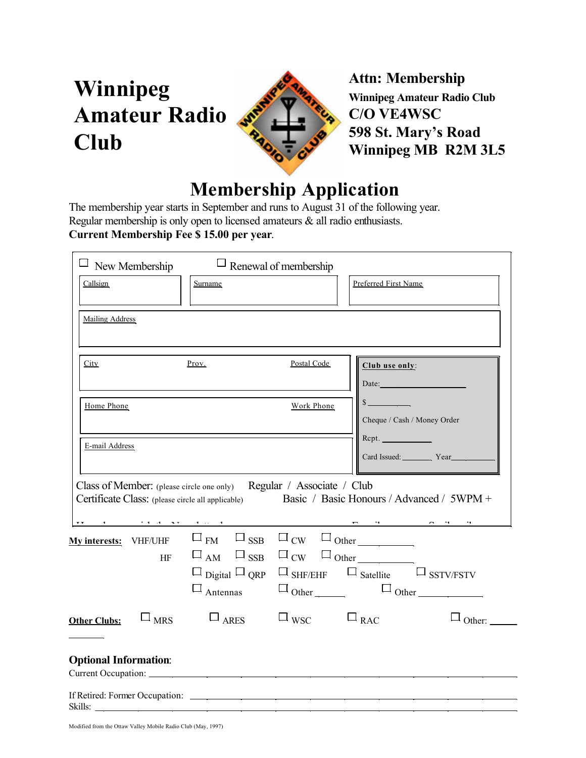# Winnipeg Amateur Radio Club

**Attn: Membership**
**Winnipeg Amateur Radio Club**
**C/O VE4WSC**
**598 St. Mary's Road**
**Winnipeg MB R2M 3L5**

# Membership Application

The membership year starts in September and runs to August 31 of the following year.
Regular membership is only open to licensed amateurs & all radio enthusiasts.
**Current Membership Fee $ 15.00 per year**.

☐ New Membership ☐ Renewal of membership

| Callsign | Surname | Preferred First Name |
|---|---|---|
| | | |

Mailing Address

| City | Prov. | Postal Code |
|---|---|---|
| | | |

| Home Phone | Work Phone |
|---|---|
| | |

E-mail Address

**Club use only**:
Date:\_\_\_\_\_\_\_\_\_\_\_\_\_\_\_\_\_\_
$ \_\_\_\_\_\_\_\_\_
Cheque / Cash / Money Order
Rcpt. \_\_\_\_\_\_\_\_\_\_
Card Issued:\_\_\_\_\_\_\_ Year\_\_\_\_\_\_\_\_

Class of Member: (please circle one only) Regular / Associate / Club
Certificate Class: (please circle all applicable) Basic / Basic Honours / Advanced / 5WPM +

**My interests:**

VHF/UHF ☐ FM ☐ SSB ☐ CW ☐ Other \_\_\_\_\_\_\_\_\_\_\_

HF ☐ AM ☐ SSB ☐ CW ☐ Other \_\_\_\_\_\_\_\_\_\_\_

☐ Digital ☐ QRP ☐ SHF/EHF ☐ Satellite ☐ SSTV/FSTV

☐ Antennas ☐ Other \_\_\_\_\_\_ ☐ Other \_\_\_\_\_\_\_\_\_\_\_

**Other Clubs:** ☐ MRS ☐ ARES ☐ WSC ☐ RAC ☐ Other: \_\_\_\_\_\_

**Optional Information**:

Current Occupation: \_\_\_\_\_\_\_\_\_\_\_\_\_\_\_\_\_\_\_\_\_\_\_\_\_\_\_\_\_\_\_\_\_\_\_\_\_\_\_\_\_\_\_\_

If Retired: Former Occupation: \_\_\_\_\_\_\_\_\_\_\_\_\_\_\_\_\_\_\_\_\_\_\_\_\_\_\_\_\_\_\_\_\_\_\_
Skills: \_\_\_\_\_\_\_\_\_\_\_\_\_\_\_\_\_\_\_\_\_\_\_\_\_\_\_\_\_\_\_\_\_\_\_\_\_\_\_\_\_\_\_\_\_\_\_\_\_\_\_\_\_\_\_

Modified from the Ottaw Valley Mobile Radio Club (May, 1997)